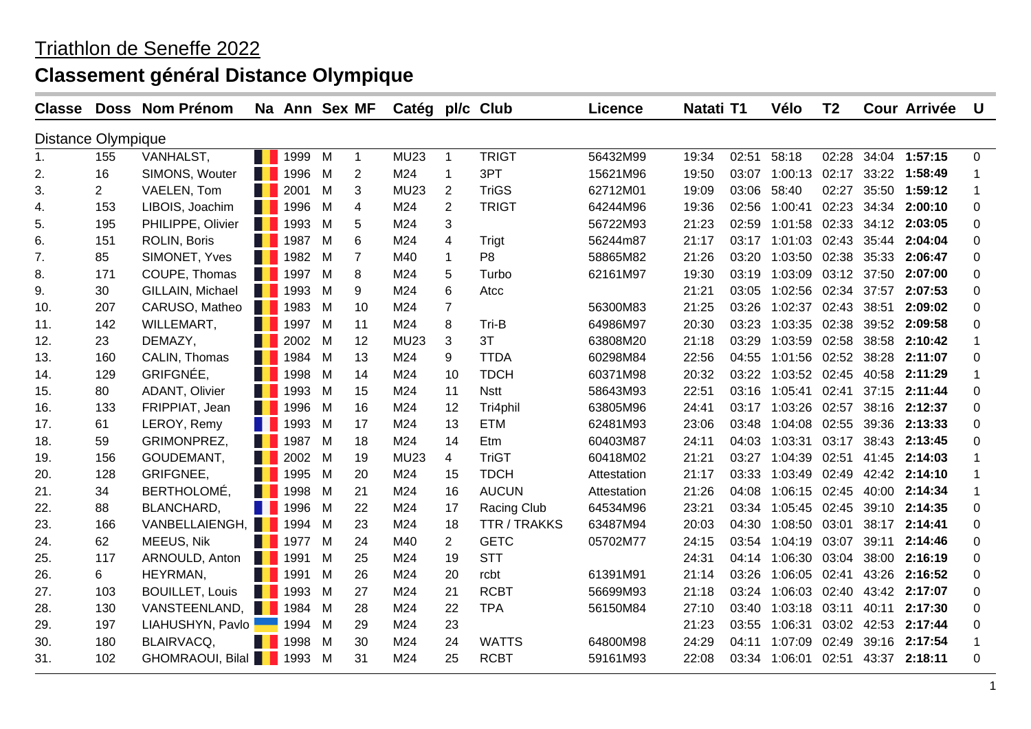# Triathlon de Seneffe 2022

## Classement général Distance Olympique

| Classe | Doss | Nom Prénom | Na | Ann | Sex | MF | Catég | pl/c | Club | Licence | Natati | T1 | Vélo | T2 | Cour | Arrivée | U |
|---|---|---|---|---|---|---|---|---|---|---|---|---|---|---|---|---|---|
| Distance Olympique | | | | | | | | | | | | | | | | | |
| 1. | 155 | VANHALST, | | 1999 | M | 1 | MU23 | 1 | TRIGT | 56432M99 | 19:34 | 02:51 | 58:18 | 02:28 | 34:04 | **1:57:15** | 0 |
| 2. | 16 | SIMONS, Wouter | | 1996 | M | 2 | M24 | 1 | 3PT | 15621M96 | 19:50 | 03:07 | 1:00:13 | 02:17 | 33:22 | **1:58:49** | 1 |
| 3. | 2 | VAELEN, Tom | | 2001 | M | 3 | MU23 | 2 | TriGS | 62712M01 | 19:09 | 03:06 | 58:40 | 02:27 | 35:50 | **1:59:12** | 1 |
| 4. | 153 | LIBOIS, Joachim | | 1996 | M | 4 | M24 | 2 | TRIGT | 64244M96 | 19:36 | 02:56 | 1:00:41 | 02:23 | 34:34 | **2:00:10** | 0 |
| 5. | 195 | PHILIPPE, Olivier | | 1993 | M | 5 | M24 | 3 | | 56722M93 | 21:23 | 02:59 | 1:01:58 | 02:33 | 34:12 | **2:03:05** | 0 |
| 6. | 151 | ROLIN, Boris | | 1987 | M | 6 | M24 | 4 | Trigt | 56244m87 | 21:17 | 03:17 | 1:01:03 | 02:43 | 35:44 | **2:04:04** | 0 |
| 7. | 85 | SIMONET, Yves | | 1982 | M | 7 | M40 | 1 | P8 | 58865M82 | 21:26 | 03:20 | 1:03:50 | 02:38 | 35:33 | **2:06:47** | 0 |
| 8. | 171 | COUPE, Thomas | | 1997 | M | 8 | M24 | 5 | Turbo | 62161M97 | 19:30 | 03:19 | 1:03:09 | 03:12 | 37:50 | **2:07:00** | 0 |
| 9. | 30 | GILLAIN, Michael | | 1993 | M | 9 | M24 | 6 | Atcc | | 21:21 | 03:05 | 1:02:56 | 02:34 | 37:57 | **2:07:53** | 0 |
| 10. | 207 | CARUSO, Matheo | | 1983 | M | 10 | M24 | 7 | | 56300M83 | 21:25 | 03:26 | 1:02:37 | 02:43 | 38:51 | **2:09:02** | 0 |
| 11. | 142 | WILLEMART, | | 1997 | M | 11 | M24 | 8 | Tri-B | 64986M97 | 20:30 | 03:23 | 1:03:35 | 02:38 | 39:52 | **2:09:58** | 0 |
| 12. | 23 | DEMAZY, | | 2002 | M | 12 | MU23 | 3 | 3T | 63808M20 | 21:18 | 03:29 | 1:03:59 | 02:58 | 38:58 | **2:10:42** | 1 |
| 13. | 160 | CALIN, Thomas | | 1984 | M | 13 | M24 | 9 | TTDA | 60298M84 | 22:56 | 04:55 | 1:01:56 | 02:52 | 38:28 | **2:11:07** | 0 |
| 14. | 129 | GRIFGNÉE, | | 1998 | M | 14 | M24 | 10 | TDCH | 60371M98 | 20:32 | 03:22 | 1:03:52 | 02:45 | 40:58 | **2:11:29** | 1 |
| 15. | 80 | ADANT, Olivier | | 1993 | M | 15 | M24 | 11 | Nstt | 58643M93 | 22:51 | 03:16 | 1:05:41 | 02:41 | 37:15 | **2:11:44** | 0 |
| 16. | 133 | FRIPPIAT, Jean | | 1996 | M | 16 | M24 | 12 | Tri4phil | 63805M96 | 24:41 | 03:17 | 1:03:26 | 02:57 | 38:16 | **2:12:37** | 0 |
| 17. | 61 | LEROY, Remy | | 1993 | M | 17 | M24 | 13 | ETM | 62481M93 | 23:06 | 03:48 | 1:04:08 | 02:55 | 39:36 | **2:13:33** | 0 |
| 18. | 59 | GRIMONPREZ, | | 1987 | M | 18 | M24 | 14 | Etm | 60403M87 | 24:11 | 04:03 | 1:03:31 | 03:17 | 38:43 | **2:13:45** | 0 |
| 19. | 156 | GOUDEMANT, | | 2002 | M | 19 | MU23 | 4 | TriGT | 60418M02 | 21:21 | 03:27 | 1:04:39 | 02:51 | 41:45 | **2:14:03** | 1 |
| 20. | 128 | GRIFGNEE, | | 1995 | M | 20 | M24 | 15 | TDCH | Attestation | 21:17 | 03:33 | 1:03:49 | 02:49 | 42:42 | **2:14:10** | 1 |
| 21. | 34 | BERTHOLOMÉ, | | 1998 | M | 21 | M24 | 16 | AUCUN | Attestation | 21:26 | 04:08 | 1:06:15 | 02:45 | 40:00 | **2:14:34** | 1 |
| 22. | 88 | BLANCHARD, | | 1996 | M | 22 | M24 | 17 | Racing Club | 64534M96 | 23:21 | 03:34 | 1:05:45 | 02:45 | 39:10 | **2:14:35** | 0 |
| 23. | 166 | VANBELLAIENGH, | | 1994 | M | 23 | M24 | 18 | TTR / TRAKKS | 63487M94 | 20:03 | 04:30 | 1:08:50 | 03:01 | 38:17 | **2:14:41** | 0 |
| 24. | 62 | MEEUS, Nik | | 1977 | M | 24 | M40 | 2 | GETC | 05702M77 | 24:15 | 03:54 | 1:04:19 | 03:07 | 39:11 | **2:14:46** | 0 |
| 25. | 117 | ARNOULD, Anton | | 1991 | M | 25 | M24 | 19 | STT | | 24:31 | 04:14 | 1:06:30 | 03:04 | 38:00 | **2:16:19** | 0 |
| 26. | 6 | HEYRMAN, | | 1991 | M | 26 | M24 | 20 | rcbt | 61391M91 | 21:14 | 03:26 | 1:06:05 | 02:41 | 43:26 | **2:16:52** | 0 |
| 27. | 103 | BOUILLET, Louis | | 1993 | M | 27 | M24 | 21 | RCBT | 56699M93 | 21:18 | 03:24 | 1:06:03 | 02:40 | 43:42 | **2:17:07** | 0 |
| 28. | 130 | VANSTEENLAND, | | 1984 | M | 28 | M24 | 22 | TPA | 56150M84 | 27:10 | 03:40 | 1:03:18 | 03:11 | 40:11 | **2:17:30** | 0 |
| 29. | 197 | LIAHUSHYN, Pavlo | | 1994 | M | 29 | M24 | 23 | | | 21:23 | 03:55 | 1:06:31 | 03:02 | 42:53 | **2:17:44** | 0 |
| 30. | 180 | BLAIRVACQ, | | 1998 | M | 30 | M24 | 24 | WATTS | 64800M98 | 24:29 | 04:11 | 1:07:09 | 02:49 | 39:16 | **2:17:54** | 1 |
| 31. | 102 | GHOMRAOUI, Bilal | | 1993 | M | 31 | M24 | 25 | RCBT | 59161M93 | 22:08 | 03:34 | 1:06:01 | 02:51 | 43:37 | **2:18:11** | 0 |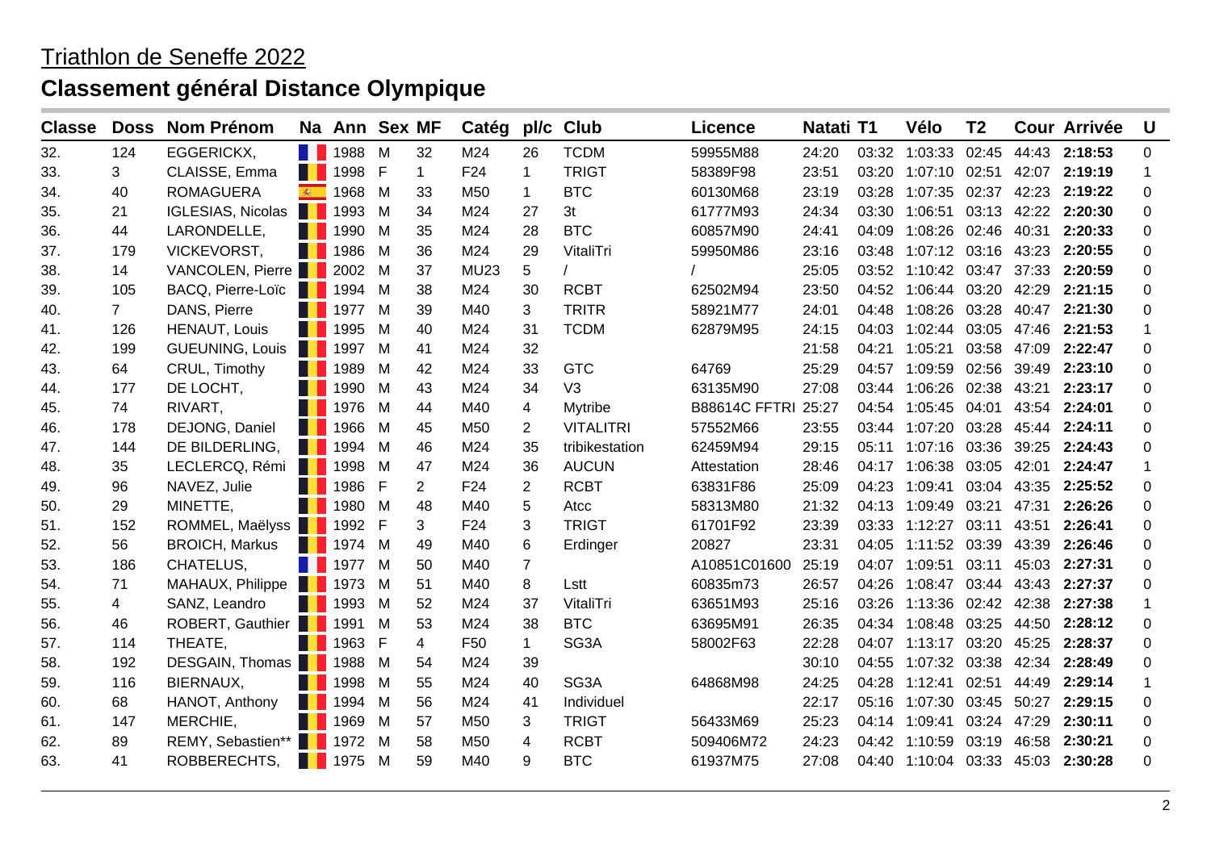# Triathlon de Seneffe 2022

## Classement général Distance Olympique

| Classe | Doss | Nom Prénom | Na | Ann | Sex | MF | Catég | pl/c | Club | Licence | Natati | T1 | Vélo | T2 | Cour | Arrivée | U |
|---|---|---|---|---|---|---|---|---|---|---|---|---|---|---|---|---|---|
| 32. | 124 | EGGERICKX, | | 1988 | M | 32 | M24 | 26 | TCDM | 59955M88 | 24:20 | 03:32 | 1:03:33 | 02:45 | 44:43 | **2:18:53** | 0 |
| 33. | 3 | CLAISSE, Emma | | 1998 | F | 1 | F24 | 1 | TRIGT | 58389F98 | 23:51 | 03:20 | 1:07:10 | 02:51 | 42:07 | **2:19:19** | 1 |
| 34. | 40 | ROMAGUERA | | 1968 | M | 33 | M50 | 1 | BTC | 60130M68 | 23:19 | 03:28 | 1:07:35 | 02:37 | 42:23 | **2:19:22** | 0 |
| 35. | 21 | IGLESIAS, Nicolas | | 1993 | M | 34 | M24 | 27 | 3t | 61777M93 | 24:34 | 03:30 | 1:06:51 | 03:13 | 42:22 | **2:20:30** | 0 |
| 36. | 44 | LARONDELLE, | | 1990 | M | 35 | M24 | 28 | BTC | 60857M90 | 24:41 | 04:09 | 1:08:26 | 02:46 | 40:31 | **2:20:33** | 0 |
| 37. | 179 | VICKEVORST, | | 1986 | M | 36 | M24 | 29 | VitaliTri | 59950M86 | 23:16 | 03:48 | 1:07:12 | 03:16 | 43:23 | **2:20:55** | 0 |
| 38. | 14 | VANCOLEN, Pierre | | 2002 | M | 37 | MU23 | 5 | / | / | 25:05 | 03:52 | 1:10:42 | 03:47 | 37:33 | **2:20:59** | 0 |
| 39. | 105 | BACQ, Pierre-Loïc | | 1994 | M | 38 | M24 | 30 | RCBT | 62502M94 | 23:50 | 04:52 | 1:06:44 | 03:20 | 42:29 | **2:21:15** | 0 |
| 40. | 7 | DANS, Pierre | | 1977 | M | 39 | M40 | 3 | TRITR | 58921M77 | 24:01 | 04:48 | 1:08:26 | 03:28 | 40:47 | **2:21:30** | 0 |
| 41. | 126 | HENAUT, Louis | | 1995 | M | 40 | M24 | 31 | TCDM | 62879M95 | 24:15 | 04:03 | 1:02:44 | 03:05 | 47:46 | **2:21:53** | 1 |
| 42. | 199 | GUEUNING, Louis | | 1997 | M | 41 | M24 | 32 | | | 21:58 | 04:21 | 1:05:21 | 03:58 | 47:09 | **2:22:47** | 0 |
| 43. | 64 | CRUL, Timothy | | 1989 | M | 42 | M24 | 33 | GTC | 64769 | 25:29 | 04:57 | 1:09:59 | 02:56 | 39:49 | **2:23:10** | 0 |
| 44. | 177 | DE LOCHT, | | 1990 | M | 43 | M24 | 34 | V3 | 63135M90 | 27:08 | 03:44 | 1:06:26 | 02:38 | 43:21 | **2:23:17** | 0 |
| 45. | 74 | RIVART, | | 1976 | M | 44 | M40 | 4 | Mytribe | B88614C FFTRI | 25:27 | 04:54 | 1:05:45 | 04:01 | 43:54 | **2:24:01** | 0 |
| 46. | 178 | DEJONG, Daniel | | 1966 | M | 45 | M50 | 2 | VITALITRI | 57552M66 | 23:55 | 03:44 | 1:07:20 | 03:28 | 45:44 | **2:24:11** | 0 |
| 47. | 144 | DE BILDERLING, | | 1994 | M | 46 | M24 | 35 | tribikestation | 62459M94 | 29:15 | 05:11 | 1:07:16 | 03:36 | 39:25 | **2:24:43** | 0 |
| 48. | 35 | LECLERCQ, Rémi | | 1998 | M | 47 | M24 | 36 | AUCUN | Attestation | 28:46 | 04:17 | 1:06:38 | 03:05 | 42:01 | **2:24:47** | 1 |
| 49. | 96 | NAVEZ, Julie | | 1986 | F | 2 | F24 | 2 | RCBT | 63831F86 | 25:09 | 04:23 | 1:09:41 | 03:04 | 43:35 | **2:25:52** | 0 |
| 50. | 29 | MINETTE, | | 1980 | M | 48 | M40 | 5 | Atcc | 58313M80 | 21:32 | 04:13 | 1:09:49 | 03:21 | 47:31 | **2:26:26** | 0 |
| 51. | 152 | ROMMEL, Maëlyss | | 1992 | F | 3 | F24 | 3 | TRIGT | 61701F92 | 23:39 | 03:33 | 1:12:27 | 03:11 | 43:51 | **2:26:41** | 0 |
| 52. | 56 | BROICH, Markus | | 1974 | M | 49 | M40 | 6 | Erdinger | 20827 | 23:31 | 04:05 | 1:11:52 | 03:39 | 43:39 | **2:26:46** | 0 |
| 53. | 186 | CHATELUS, | | 1977 | M | 50 | M40 | 7 | | A10851C01600 | 25:19 | 04:07 | 1:09:51 | 03:11 | 45:03 | **2:27:31** | 0 |
| 54. | 71 | MAHAUX, Philippe | | 1973 | M | 51 | M40 | 8 | Lstt | 60835m73 | 26:57 | 04:26 | 1:08:47 | 03:44 | 43:43 | **2:27:37** | 0 |
| 55. | 4 | SANZ, Leandro | | 1993 | M | 52 | M24 | 37 | VitaliTri | 63651M93 | 25:16 | 03:26 | 1:13:36 | 02:42 | 42:38 | **2:27:38** | 1 |
| 56. | 46 | ROBERT, Gauthier | | 1991 | M | 53 | M24 | 38 | BTC | 63695M91 | 26:35 | 04:34 | 1:08:48 | 03:25 | 44:50 | **2:28:12** | 0 |
| 57. | 114 | THEATE, | | 1963 | F | 4 | F50 | 1 | SG3A | 58002F63 | 22:28 | 04:07 | 1:13:17 | 03:20 | 45:25 | **2:28:37** | 0 |
| 58. | 192 | DESGAIN, Thomas | | 1988 | M | 54 | M24 | 39 | | | 30:10 | 04:55 | 1:07:32 | 03:38 | 42:34 | **2:28:49** | 0 |
| 59. | 116 | BIERNAUX, | | 1998 | M | 55 | M24 | 40 | SG3A | 64868M98 | 24:25 | 04:28 | 1:12:41 | 02:51 | 44:49 | **2:29:14** | 1 |
| 60. | 68 | HANOT, Anthony | | 1994 | M | 56 | M24 | 41 | Individuel | | 22:17 | 05:16 | 1:07:30 | 03:45 | 50:27 | **2:29:15** | 0 |
| 61. | 147 | MERCHIE, | | 1969 | M | 57 | M50 | 3 | TRIGT | 56433M69 | 25:23 | 04:14 | 1:09:41 | 03:24 | 47:29 | **2:30:11** | 0 |
| 62. | 89 | REMY, Sebastien** | | 1972 | M | 58 | M50 | 4 | RCBT | 509406M72 | 24:23 | 04:42 | 1:10:59 | 03:19 | 46:58 | **2:30:21** | 0 |
| 63. | 41 | ROBBERECHTS, | | 1975 | M | 59 | M40 | 9 | BTC | 61937M75 | 27:08 | 04:40 | 1:10:04 | 03:33 | 45:03 | **2:30:28** | 0 |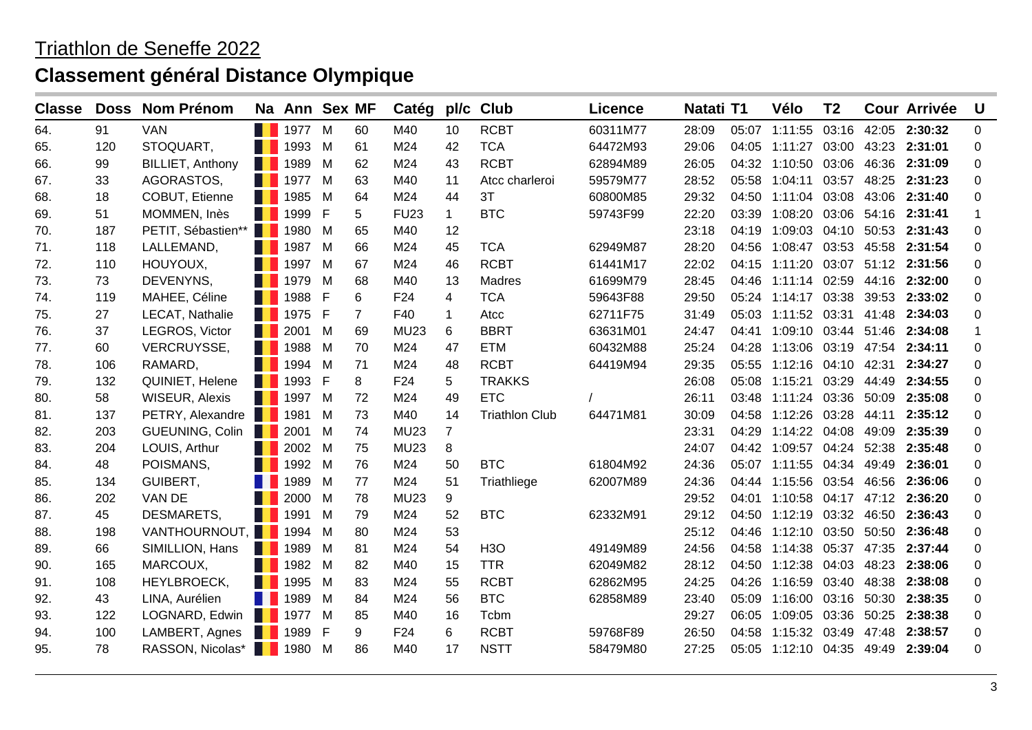# Triathlon de Seneffe 2022

## Classement général Distance Olympique

| Classe | Doss | Nom Prénom | Na | Ann | Sex | MF | Catég | pl/c | Club | Licence | Natati | T1 | Vélo | T2 | Cour | Arrivée | U |
|---|---|---|---|---|---|---|---|---|---|---|---|---|---|---|---|---|---|
| 64. | 91 | VAN | | 1977 | M | 60 | M40 | 10 | RCBT | 60311M77 | 28:09 | 05:07 | 1:11:55 | 03:16 | 42:05 | **2:30:32** | 0 |
| 65. | 120 | STOQUART, | | 1993 | M | 61 | M24 | 42 | TCA | 64472M93 | 29:06 | 04:05 | 1:11:27 | 03:00 | 43:23 | **2:31:01** | 0 |
| 66. | 99 | BILLIET, Anthony | | 1989 | M | 62 | M24 | 43 | RCBT | 62894M89 | 26:05 | 04:32 | 1:10:50 | 03:06 | 46:36 | **2:31:09** | 0 |
| 67. | 33 | AGORASTOS, | | 1977 | M | 63 | M40 | 11 | Atcc charleroi | 59579M77 | 28:52 | 05:58 | 1:04:11 | 03:57 | 48:25 | **2:31:23** | 0 |
| 68. | 18 | COBUT, Etienne | | 1985 | M | 64 | M24 | 44 | 3T | 60800M85 | 29:32 | 04:50 | 1:11:04 | 03:08 | 43:06 | **2:31:40** | 0 |
| 69. | 51 | MOMMEN, Inès | | 1999 | F | 5 | FU23 | 1 | BTC | 59743F99 | 22:20 | 03:39 | 1:08:20 | 03:06 | 54:16 | **2:31:41** | 1 |
| 70. | 187 | PETIT, Sébastien** | | 1980 | M | 65 | M40 | 12 | | | 23:18 | 04:19 | 1:09:03 | 04:10 | 50:53 | **2:31:43** | 0 |
| 71. | 118 | LALLEMAND, | | 1987 | M | 66 | M24 | 45 | TCA | 62949M87 | 28:20 | 04:56 | 1:08:47 | 03:53 | 45:58 | **2:31:54** | 0 |
| 72. | 110 | HOUYOUX, | | 1997 | M | 67 | M24 | 46 | RCBT | 61441M17 | 22:02 | 04:15 | 1:11:20 | 03:07 | 51:12 | **2:31:56** | 0 |
| 73. | 73 | DEVENYNS, | | 1979 | M | 68 | M40 | 13 | Madres | 61699M79 | 28:45 | 04:46 | 1:11:14 | 02:59 | 44:16 | **2:32:00** | 0 |
| 74. | 119 | MAHEE, Céline | | 1988 | F | 6 | F24 | 4 | TCA | 59643F88 | 29:50 | 05:24 | 1:14:17 | 03:38 | 39:53 | **2:33:02** | 0 |
| 75. | 27 | LECAT, Nathalie | | 1975 | F | 7 | F40 | 1 | Atcc | 62711F75 | 31:49 | 05:03 | 1:11:52 | 03:31 | 41:48 | **2:34:03** | 0 |
| 76. | 37 | LEGROS, Victor | | 2001 | M | 69 | MU23 | 6 | BBRT | 63631M01 | 24:47 | 04:41 | 1:09:10 | 03:44 | 51:46 | **2:34:08** | 1 |
| 77. | 60 | VERCRUYSSE, | | 1988 | M | 70 | M24 | 47 | ETM | 60432M88 | 25:24 | 04:28 | 1:13:06 | 03:19 | 47:54 | **2:34:11** | 0 |
| 78. | 106 | RAMARD, | | 1994 | M | 71 | M24 | 48 | RCBT | 64419M94 | 29:35 | 05:55 | 1:12:16 | 04:10 | 42:31 | **2:34:27** | 0 |
| 79. | 132 | QUINIET, Helene | | 1993 | F | 8 | F24 | 5 | TRAKKS | | 26:08 | 05:08 | 1:15:21 | 03:29 | 44:49 | **2:34:55** | 0 |
| 80. | 58 | WISEUR, Alexis | | 1997 | M | 72 | M24 | 49 | ETC | / | 26:11 | 03:48 | 1:11:24 | 03:36 | 50:09 | **2:35:08** | 0 |
| 81. | 137 | PETRY, Alexandre | | 1981 | M | 73 | M40 | 14 | Triathlon Club | 64471M81 | 30:09 | 04:58 | 1:12:26 | 03:28 | 44:11 | **2:35:12** | 0 |
| 82. | 203 | GUEUNING, Colin | | 2001 | M | 74 | MU23 | 7 | | | 23:31 | 04:29 | 1:14:22 | 04:08 | 49:09 | **2:35:39** | 0 |
| 83. | 204 | LOUIS, Arthur | | 2002 | M | 75 | MU23 | 8 | | | 24:07 | 04:42 | 1:09:57 | 04:24 | 52:38 | **2:35:48** | 0 |
| 84. | 48 | POISMANS, | | 1992 | M | 76 | M24 | 50 | BTC | 61804M92 | 24:36 | 05:07 | 1:11:55 | 04:34 | 49:49 | **2:36:01** | 0 |
| 85. | 134 | GUIBERT, | | 1989 | M | 77 | M24 | 51 | Triathliege | 62007M89 | 24:36 | 04:44 | 1:15:56 | 03:54 | 46:56 | **2:36:06** | 0 |
| 86. | 202 | VAN DE | | 2000 | M | 78 | MU23 | 9 | | | 29:52 | 04:01 | 1:10:58 | 04:17 | 47:12 | **2:36:20** | 0 |
| 87. | 45 | DESMARETS, | | 1991 | M | 79 | M24 | 52 | BTC | 62332M91 | 29:12 | 04:50 | 1:12:19 | 03:32 | 46:50 | **2:36:43** | 0 |
| 88. | 198 | VANTHOURNOUT, | | 1994 | M | 80 | M24 | 53 | | | 25:12 | 04:46 | 1:12:10 | 03:50 | 50:50 | **2:36:48** | 0 |
| 89. | 66 | SIMILLION, Hans | | 1989 | M | 81 | M24 | 54 | H3O | 49149M89 | 24:56 | 04:58 | 1:14:38 | 05:37 | 47:35 | **2:37:44** | 0 |
| 90. | 165 | MARCOUX, | | 1982 | M | 82 | M40 | 15 | TTR | 62049M82 | 28:12 | 04:50 | 1:12:38 | 04:03 | 48:23 | **2:38:06** | 0 |
| 91. | 108 | HEYLBROECK, | | 1995 | M | 83 | M24 | 55 | RCBT | 62862M95 | 24:25 | 04:26 | 1:16:59 | 03:40 | 48:38 | **2:38:08** | 0 |
| 92. | 43 | LINA, Aurélien | | 1989 | M | 84 | M24 | 56 | BTC | 62858M89 | 23:40 | 05:09 | 1:16:00 | 03:16 | 50:30 | **2:38:35** | 0 |
| 93. | 122 | LOGNARD, Edwin | | 1977 | M | 85 | M40 | 16 | Tcbm | | 29:27 | 06:05 | 1:09:05 | 03:36 | 50:25 | **2:38:38** | 0 |
| 94. | 100 | LAMBERT, Agnes | | 1989 | F | 9 | F24 | 6 | RCBT | 59768F89 | 26:50 | 04:58 | 1:15:32 | 03:49 | 47:48 | **2:38:57** | 0 |
| 95. | 78 | RASSON, Nicolas* | | 1980 | M | 86 | M40 | 17 | NSTT | 58479M80 | 27:25 | 05:05 | 1:12:10 | 04:35 | 49:49 | **2:39:04** | 0 |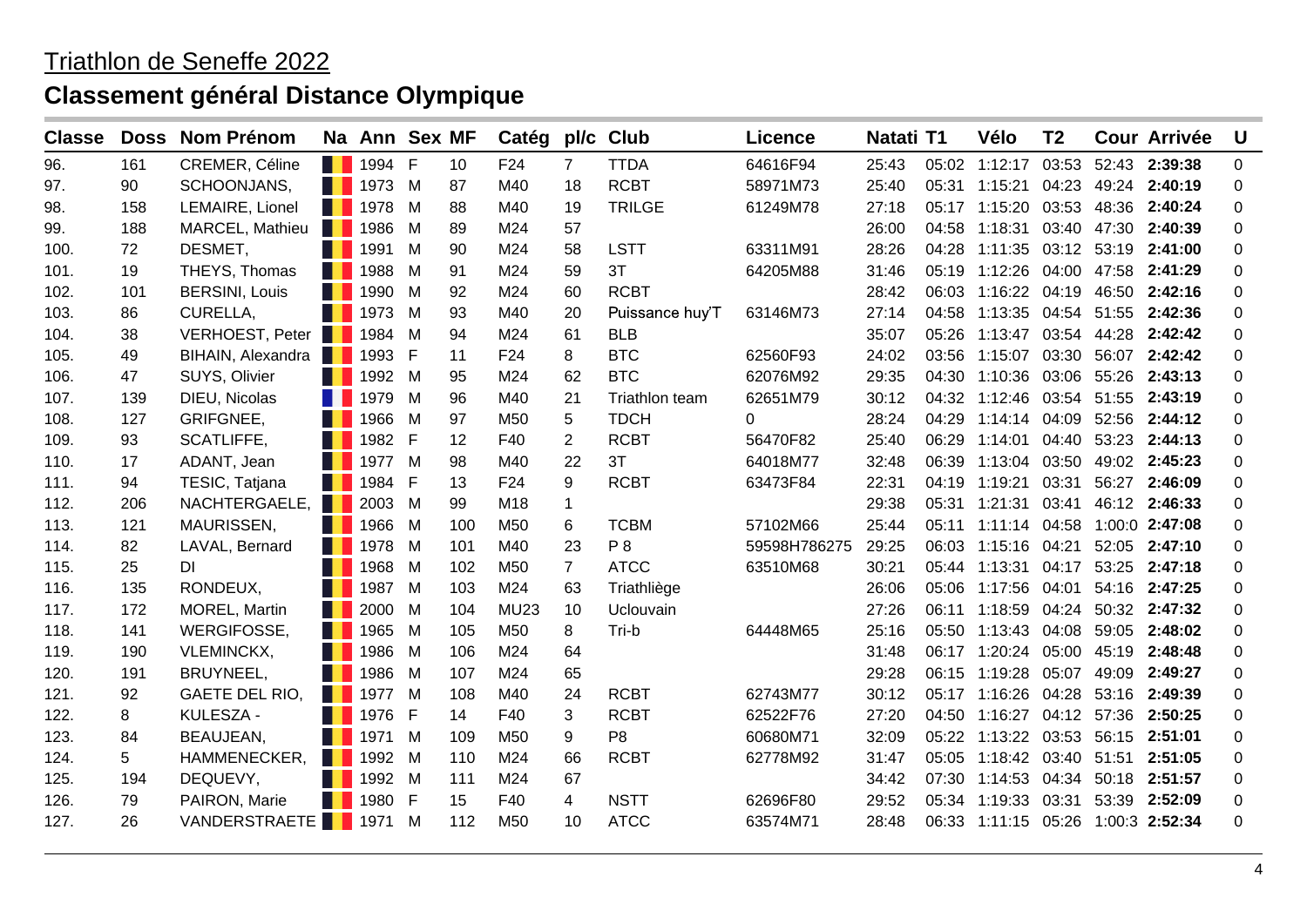# Triathlon de Seneffe 2022

## Classement général Distance Olympique

| Classe | Doss | Nom Prénom | Na | Ann | Sex | MF | Catég | pl/c | Club | Licence | Natati | T1 | Vélo | T2 | Cour | Arrivée | U |
|---|---|---|---|---|---|---|---|---|---|---|---|---|---|---|---|---|---|
| 96. | 161 | CREMER, Céline | | 1994 | F | 10 | F24 | 7 | TTDA | 64616F94 | 25:43 | 05:02 | 1:12:17 | 03:53 | 52:43 | **2:39:38** | 0 |
| 97. | 90 | SCHOONJANS, | | 1973 | M | 87 | M40 | 18 | RCBT | 58971M73 | 25:40 | 05:31 | 1:15:21 | 04:23 | 49:24 | **2:40:19** | 0 |
| 98. | 158 | LEMAIRE, Lionel | | 1978 | M | 88 | M40 | 19 | TRILGE | 61249M78 | 27:18 | 05:17 | 1:15:20 | 03:53 | 48:36 | **2:40:24** | 0 |
| 99. | 188 | MARCEL, Mathieu | | 1986 | M | 89 | M24 | 57 | | | 26:00 | 04:58 | 1:18:31 | 03:40 | 47:30 | **2:40:39** | 0 |
| 100. | 72 | DESMET, | | 1991 | M | 90 | M24 | 58 | LSTT | 63311M91 | 28:26 | 04:28 | 1:11:35 | 03:12 | 53:19 | **2:41:00** | 0 |
| 101. | 19 | THEYS, Thomas | | 1988 | M | 91 | M24 | 59 | 3T | 64205M88 | 31:46 | 05:19 | 1:12:26 | 04:00 | 47:58 | **2:41:29** | 0 |
| 102. | 101 | BERSINI, Louis | | 1990 | M | 92 | M24 | 60 | RCBT | | 28:42 | 06:03 | 1:16:22 | 04:19 | 46:50 | **2:42:16** | 0 |
| 103. | 86 | CURELLA, | | 1973 | M | 93 | M40 | 20 | Puissance huy'T | 63146M73 | 27:14 | 04:58 | 1:13:35 | 04:54 | 51:55 | **2:42:36** | 0 |
| 104. | 38 | VERHOEST, Peter | | 1984 | M | 94 | M24 | 61 | BLB | | 35:07 | 05:26 | 1:13:47 | 03:54 | 44:28 | **2:42:42** | 0 |
| 105. | 49 | BIHAIN, Alexandra | | 1993 | F | 11 | F24 | 8 | BTC | 62560F93 | 24:02 | 03:56 | 1:15:07 | 03:30 | 56:07 | **2:42:42** | 0 |
| 106. | 47 | SUYS, Olivier | | 1992 | M | 95 | M24 | 62 | BTC | 62076M92 | 29:35 | 04:30 | 1:10:36 | 03:06 | 55:26 | **2:43:13** | 0 |
| 107. | 139 | DIEU, Nicolas | | 1979 | M | 96 | M40 | 21 | Triathlon team | 62651M79 | 30:12 | 04:32 | 1:12:46 | 03:54 | 51:55 | **2:43:19** | 0 |
| 108. | 127 | GRIFGNEE, | | 1966 | M | 97 | M50 | 5 | TDCH | 0 | 28:24 | 04:29 | 1:14:14 | 04:09 | 52:56 | **2:44:12** | 0 |
| 109. | 93 | SCATLIFFE, | | 1982 | F | 12 | F40 | 2 | RCBT | 56470F82 | 25:40 | 06:29 | 1:14:01 | 04:40 | 53:23 | **2:44:13** | 0 |
| 110. | 17 | ADANT, Jean | | 1977 | M | 98 | M40 | 22 | 3T | 64018M77 | 32:48 | 06:39 | 1:13:04 | 03:50 | 49:02 | **2:45:23** | 0 |
| 111. | 94 | TESIC, Tatjana | | 1984 | F | 13 | F24 | 9 | RCBT | 63473F84 | 22:31 | 04:19 | 1:19:21 | 03:31 | 56:27 | **2:46:09** | 0 |
| 112. | 206 | NACHTERGAELE, | | 2003 | M | 99 | M18 | 1 | | | 29:38 | 05:31 | 1:21:31 | 03:41 | 46:12 | **2:46:33** | 0 |
| 113. | 121 | MAURISSEN, | | 1966 | M | 100 | M50 | 6 | TCBM | 57102M66 | 25:44 | 05:11 | 1:11:14 | 04:58 | 1:00:0 | **2:47:08** | 0 |
| 114. | 82 | LAVAL, Bernard | | 1978 | M | 101 | M40 | 23 | P 8 | 59598H786275 | 29:25 | 06:03 | 1:15:16 | 04:21 | 52:05 | **2:47:10** | 0 |
| 115. | 25 | DI | | 1968 | M | 102 | M50 | 7 | ATCC | 63510M68 | 30:21 | 05:44 | 1:13:31 | 04:17 | 53:25 | **2:47:18** | 0 |
| 116. | 135 | RONDEUX, | | 1987 | M | 103 | M24 | 63 | Triathliège | | 26:06 | 05:06 | 1:17:56 | 04:01 | 54:16 | **2:47:25** | 0 |
| 117. | 172 | MOREL, Martin | | 2000 | M | 104 | MU23 | 10 | Uclouvain | | 27:26 | 06:11 | 1:18:59 | 04:24 | 50:32 | **2:47:32** | 0 |
| 118. | 141 | WERGIFOSSE, | | 1965 | M | 105 | M50 | 8 | Tri-b | 64448M65 | 25:16 | 05:50 | 1:13:43 | 04:08 | 59:05 | **2:48:02** | 0 |
| 119. | 190 | VLEMINCKX, | | 1986 | M | 106 | M24 | 64 | | | 31:48 | 06:17 | 1:20:24 | 05:00 | 45:19 | **2:48:48** | 0 |
| 120. | 191 | BRUYNEEL, | | 1986 | M | 107 | M24 | 65 | | | 29:28 | 06:15 | 1:19:28 | 05:07 | 49:09 | **2:49:27** | 0 |
| 121. | 92 | GAETE DEL RIO, | | 1977 | M | 108 | M40 | 24 | RCBT | 62743M77 | 30:12 | 05:17 | 1:16:26 | 04:28 | 53:16 | **2:49:39** | 0 |
| 122. | 8 | KULESZA - | | 1976 | F | 14 | F40 | 3 | RCBT | 62522F76 | 27:20 | 04:50 | 1:16:27 | 04:12 | 57:36 | **2:50:25** | 0 |
| 123. | 84 | BEAUJEAN, | | 1971 | M | 109 | M50 | 9 | P8 | 60680M71 | 32:09 | 05:22 | 1:13:22 | 03:53 | 56:15 | **2:51:01** | 0 |
| 124. | 5 | HAMMENECKER, | | 1992 | M | 110 | M24 | 66 | RCBT | 62778M92 | 31:47 | 05:05 | 1:18:42 | 03:40 | 51:51 | **2:51:05** | 0 |
| 125. | 194 | DEQUEVY, | | 1992 | M | 111 | M24 | 67 | | | 34:42 | 07:30 | 1:14:53 | 04:34 | 50:18 | **2:51:57** | 0 |
| 126. | 79 | PAIRON, Marie | | 1980 | F | 15 | F40 | 4 | NSTT | 62696F80 | 29:52 | 05:34 | 1:19:33 | 03:31 | 53:39 | **2:52:09** | 0 |
| 127. | 26 | VANDERSTRAETE | | 1971 | M | 112 | M50 | 10 | ATCC | 63574M71 | 28:48 | 06:33 | 1:11:15 | 05:26 | 1:00:3 | **2:52:34** | 0 |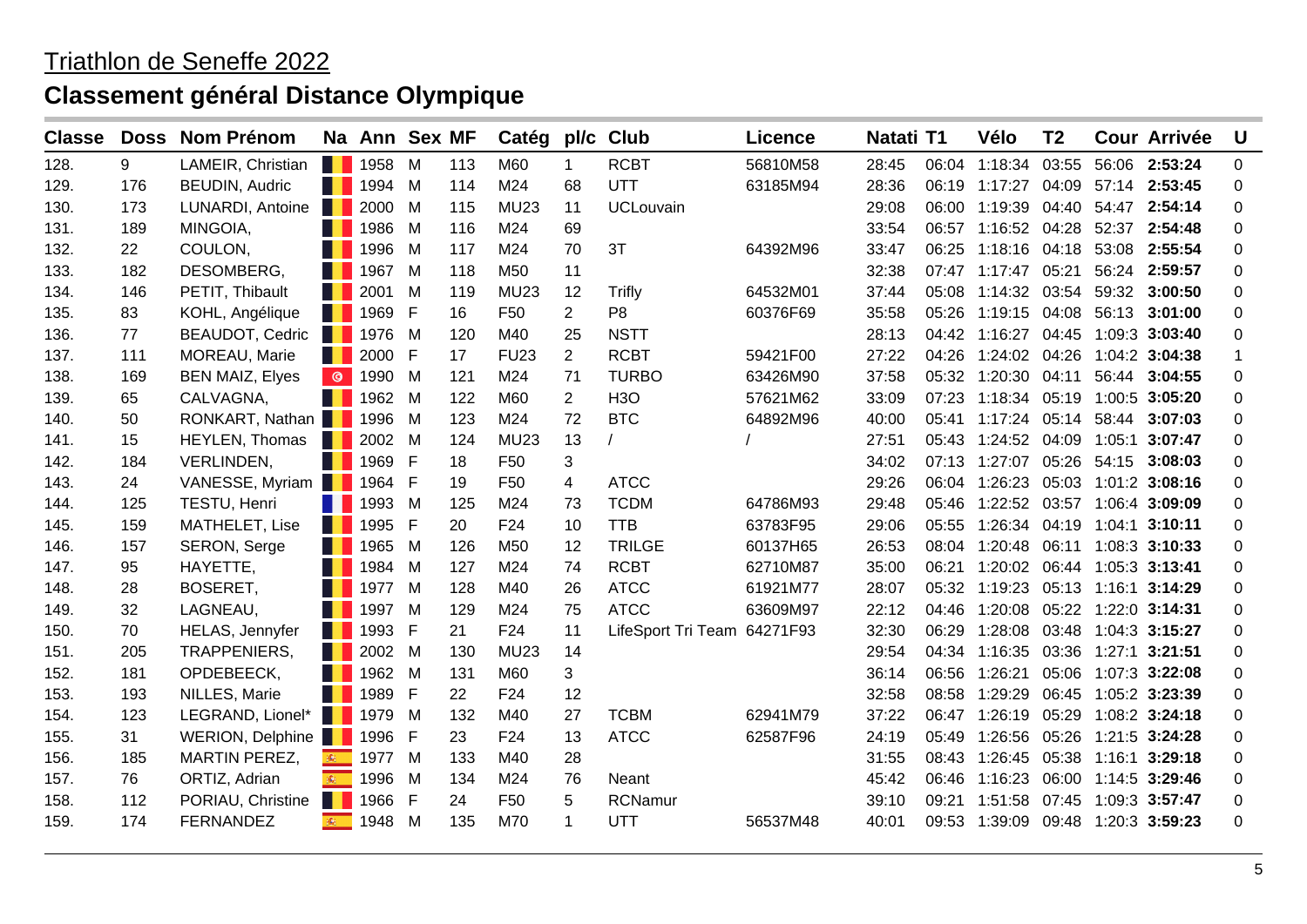# Triathlon de Seneffe 2022

## Classement général Distance Olympique

| Classe | Doss | Nom Prénom | Na | Ann | Sex | MF | Catég | pl/c | Club | Licence | Natati | T1 | Vélo | T2 | Cour | Arrivée | U |
|---|---|---|---|---|---|---|---|---|---|---|---|---|---|---|---|---|---|
| 128. | 9 | LAMEIR, Christian | | 1958 | M | 113 | M60 | 1 | RCBT | 56810M58 | 28:45 | 06:04 | 1:18:34 | 03:55 | 56:06 | **2:53:24** | 0 |
| 129. | 176 | BEUDIN, Audric | | 1994 | M | 114 | M24 | 68 | UTT | 63185M94 | 28:36 | 06:19 | 1:17:27 | 04:09 | 57:14 | **2:53:45** | 0 |
| 130. | 173 | LUNARDI, Antoine | | 2000 | M | 115 | MU23 | 11 | UCLouvain | | 29:08 | 06:00 | 1:19:39 | 04:40 | 54:47 | **2:54:14** | 0 |
| 131. | 189 | MINGOIA, | | 1986 | M | 116 | M24 | 69 | | | 33:54 | 06:57 | 1:16:52 | 04:28 | 52:37 | **2:54:48** | 0 |
| 132. | 22 | COULON, | | 1996 | M | 117 | M24 | 70 | 3T | 64392M96 | 33:47 | 06:25 | 1:18:16 | 04:18 | 53:08 | **2:55:54** | 0 |
| 133. | 182 | DESOMBERG, | | 1967 | M | 118 | M50 | 11 | | | 32:38 | 07:47 | 1:17:47 | 05:21 | 56:24 | **2:59:57** | 0 |
| 134. | 146 | PETIT, Thibault | | 2001 | M | 119 | MU23 | 12 | Trifly | 64532M01 | 37:44 | 05:08 | 1:14:32 | 03:54 | 59:32 | **3:00:50** | 0 |
| 135. | 83 | KOHL, Angélique | | 1969 | F | 16 | F50 | 2 | P8 | 60376F69 | 35:58 | 05:26 | 1:19:15 | 04:08 | 56:13 | **3:01:00** | 0 |
| 136. | 77 | BEAUDOT, Cedric | | 1976 | M | 120 | M40 | 25 | NSTT | | 28:13 | 04:42 | 1:16:27 | 04:45 | 1:09:3 | **3:03:40** | 0 |
| 137. | 111 | MOREAU, Marie | | 2000 | F | 17 | FU23 | 2 | RCBT | 59421F00 | 27:22 | 04:26 | 1:24:02 | 04:26 | 1:04:2 | **3:04:38** | 1 |
| 138. | 169 | BEN MAIZ, Elyes | | 1990 | M | 121 | M24 | 71 | TURBO | 63426M90 | 37:58 | 05:32 | 1:20:30 | 04:11 | 56:44 | **3:04:55** | 0 |
| 139. | 65 | CALVAGNA, | | 1962 | M | 122 | M60 | 2 | H3O | 57621M62 | 33:09 | 07:23 | 1:18:34 | 05:19 | 1:00:5 | **3:05:20** | 0 |
| 140. | 50 | RONKART, Nathan | | 1996 | M | 123 | M24 | 72 | BTC | 64892M96 | 40:00 | 05:41 | 1:17:24 | 05:14 | 58:44 | **3:07:03** | 0 |
| 141. | 15 | HEYLEN, Thomas | | 2002 | M | 124 | MU23 | 13 | / | / | 27:51 | 05:43 | 1:24:52 | 04:09 | 1:05:1 | **3:07:47** | 0 |
| 142. | 184 | VERLINDEN, | | 1969 | F | 18 | F50 | 3 | | | 34:02 | 07:13 | 1:27:07 | 05:26 | 54:15 | **3:08:03** | 0 |
| 143. | 24 | VANESSE, Myriam | | 1964 | F | 19 | F50 | 4 | ATCC | | 29:26 | 06:04 | 1:26:23 | 05:03 | 1:01:2 | **3:08:16** | 0 |
| 144. | 125 | TESTU, Henri | | 1993 | M | 125 | M24 | 73 | TCDM | 64786M93 | 29:48 | 05:46 | 1:22:52 | 03:57 | 1:06:4 | **3:09:09** | 0 |
| 145. | 159 | MATHELET, Lise | | 1995 | F | 20 | F24 | 10 | TTB | 63783F95 | 29:06 | 05:55 | 1:26:34 | 04:19 | 1:04:1 | **3:10:11** | 0 |
| 146. | 157 | SERON, Serge | | 1965 | M | 126 | M50 | 12 | TRILGE | 60137H65 | 26:53 | 08:04 | 1:20:48 | 06:11 | 1:08:3 | **3:10:33** | 0 |
| 147. | 95 | HAYETTE, | | 1984 | M | 127 | M24 | 74 | RCBT | 62710M87 | 35:00 | 06:21 | 1:20:02 | 06:44 | 1:05:3 | **3:13:41** | 0 |
| 148. | 28 | BOSERET, | | 1977 | M | 128 | M40 | 26 | ATCC | 61921M77 | 28:07 | 05:32 | 1:19:23 | 05:13 | 1:16:1 | **3:14:29** | 0 |
| 149. | 32 | LAGNEAU, | | 1997 | M | 129 | M24 | 75 | ATCC | 63609M97 | 22:12 | 04:46 | 1:20:08 | 05:22 | 1:22:0 | **3:14:31** | 0 |
| 150. | 70 | HELAS, Jennyfer | | 1993 | F | 21 | F24 | 11 | LifeSport Tri Team | 64271F93 | 32:30 | 06:29 | 1:28:08 | 03:48 | 1:04:3 | **3:15:27** | 0 |
| 151. | 205 | TRAPPENIERS, | | 2002 | M | 130 | MU23 | 14 | | | 29:54 | 04:34 | 1:16:35 | 03:36 | 1:27:1 | **3:21:51** | 0 |
| 152. | 181 | OPDEBEECK, | | 1962 | M | 131 | M60 | 3 | | | 36:14 | 06:56 | 1:26:21 | 05:06 | 1:07:3 | **3:22:08** | 0 |
| 153. | 193 | NILLES, Marie | | 1989 | F | 22 | F24 | 12 | | | 32:58 | 08:58 | 1:29:29 | 06:45 | 1:05:2 | **3:23:39** | 0 |
| 154. | 123 | LEGRAND, Lionel* | | 1979 | M | 132 | M40 | 27 | TCBM | 62941M79 | 37:22 | 06:47 | 1:26:19 | 05:29 | 1:08:2 | **3:24:18** | 0 |
| 155. | 31 | WERION, Delphine | | 1996 | F | 23 | F24 | 13 | ATCC | 62587F96 | 24:19 | 05:49 | 1:26:56 | 05:26 | 1:21:5 | **3:24:28** | 0 |
| 156. | 185 | MARTIN PEREZ, | | 1977 | M | 133 | M40 | 28 | | | 31:55 | 08:43 | 1:26:45 | 05:38 | 1:16:1 | **3:29:18** | 0 |
| 157. | 76 | ORTIZ, Adrian | | 1996 | M | 134 | M24 | 76 | Neant | | 45:42 | 06:46 | 1:16:23 | 06:00 | 1:14:5 | **3:29:46** | 0 |
| 158. | 112 | PORIAU, Christine | | 1966 | F | 24 | F50 | 5 | RCNamur | | 39:10 | 09:21 | 1:51:58 | 07:45 | 1:09:3 | **3:57:47** | 0 |
| 159. | 174 | FERNANDEZ | | 1948 | M | 135 | M70 | 1 | UTT | 56537M48 | 40:01 | 09:53 | 1:39:09 | 09:48 | 1:20:3 | **3:59:23** | 0 |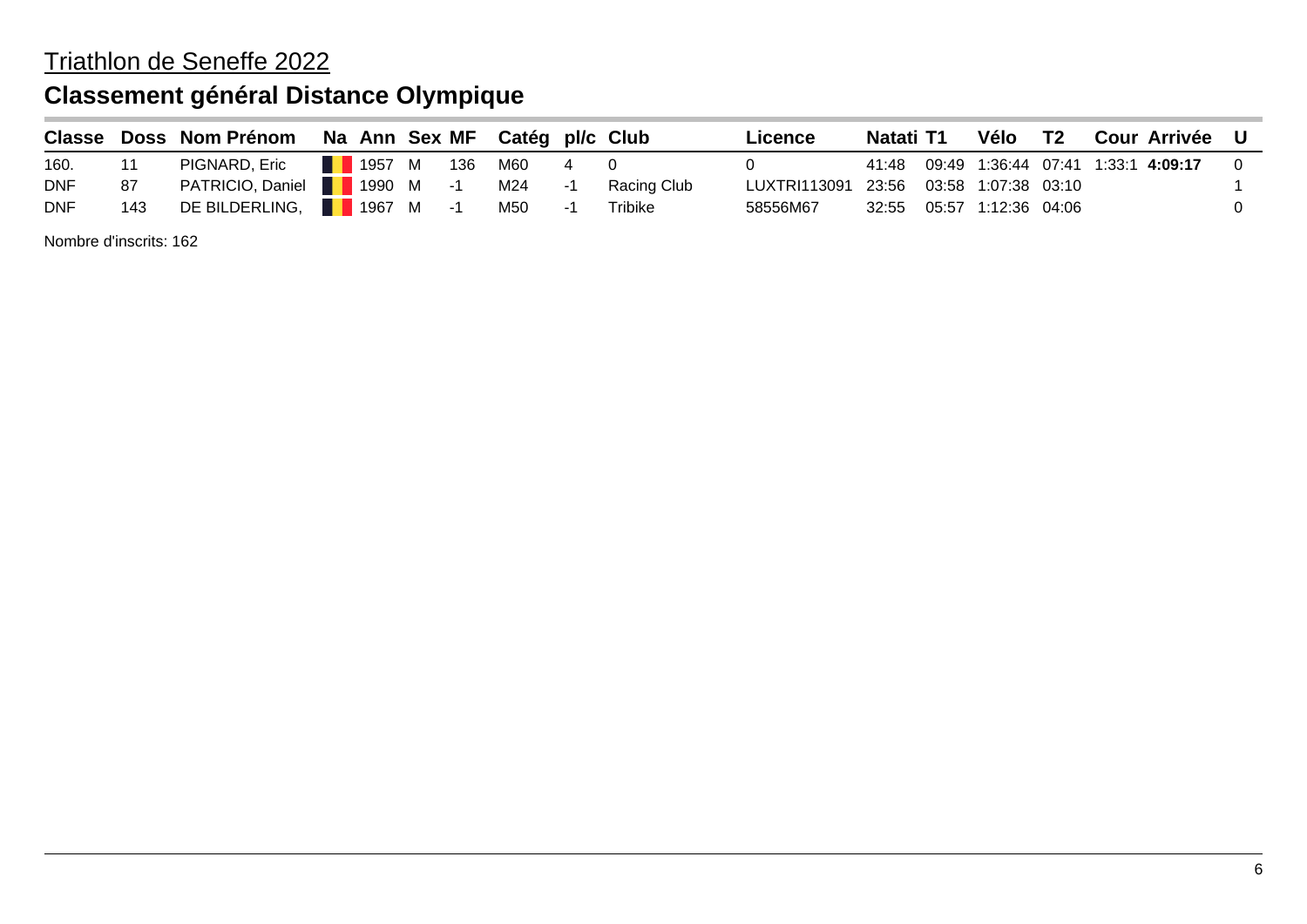# Triathlon de Seneffe 2022

## Classement général Distance Olympique

| Classe | Doss | Nom Prénom | Na | Ann | Sex | MF | Catég | pl/c | Club | Licence | Natati | T1 | Vélo | T2 | Cour | Arrivée | U |
|---|---|---|---|---|---|---|---|---|---|---|---|---|---|---|---|---|---|
| 160. | 11 | PIGNARD, Eric | | 1957 | M | 136 | M60 | 4 | 0 | 0 | 41:48 | 09:49 | 1:36:44 | 07:41 | 1:33:1 | **4:09:17** | 0 |
| DNF | 87 | PATRICIO, Daniel | | 1990 | M | -1 | M24 | -1 | Racing Club | LUXTRI113091 | 23:56 | 03:58 | 1:07:38 | 03:10 | | | 1 |
| DNF | 143 | DE BILDERLING, | | 1967 | M | -1 | M50 | -1 | Tribike | 58556M67 | 32:55 | 05:57 | 1:12:36 | 04:06 | | | 0 |

Nombre d'inscrits: 162